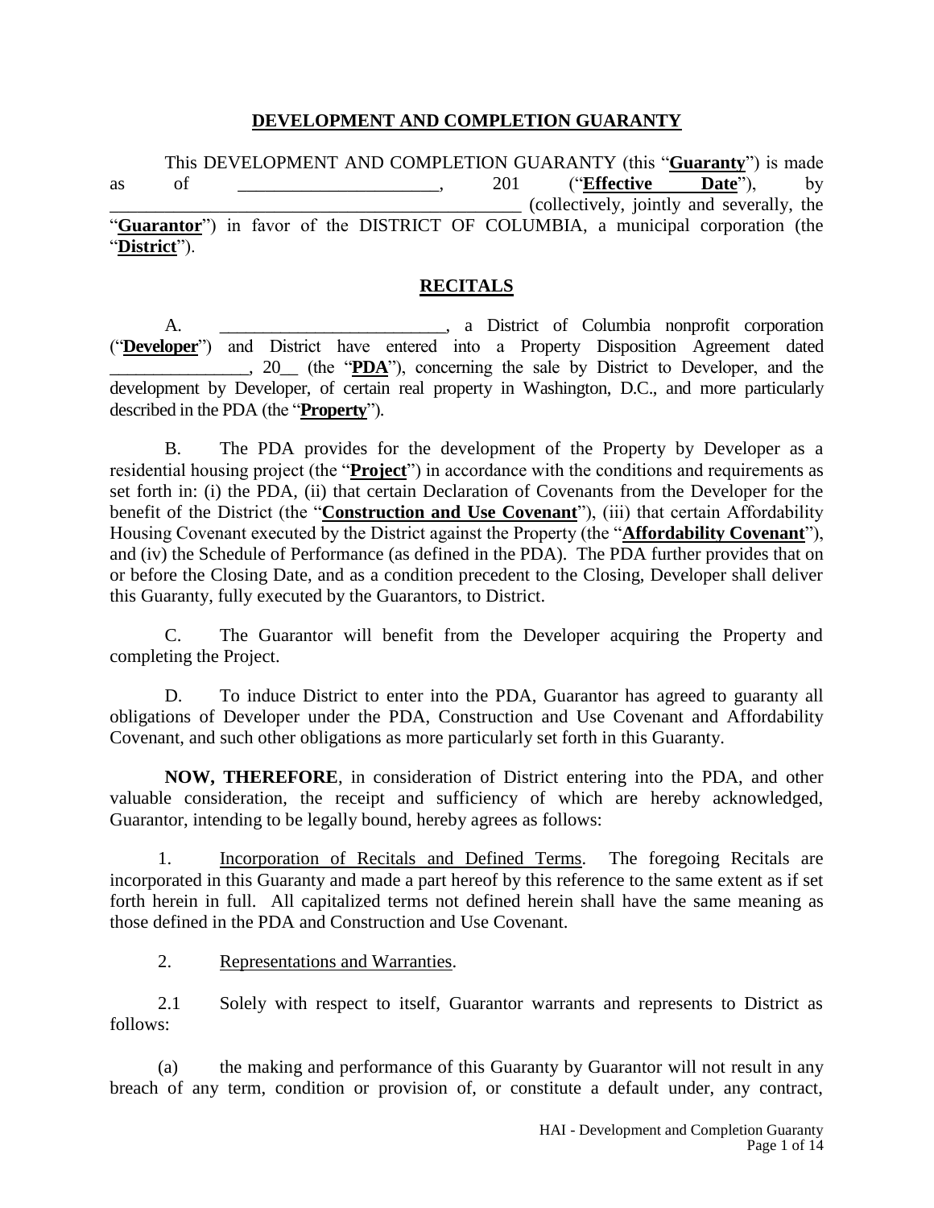# DEVELOPMENT AND COMPLETION GUARANTY

This DEVELOPMENT AND COMPLETION GUARANTY (this "**Guaranty**") is made as of ______________________, 201 ("**Effective Date**"), by _____________________________________________ (collectively, jointly and severally, the "**Guarantor**") in favor of the DISTRICT OF COLUMBIA, a municipal corporation (the "**District**").

## RECITALS

A. _________________________, a District of Columbia nonprofit corporation ("**Developer**") and District have entered into a Property Disposition Agreement dated _______________, 20__ (the "**PDA**"), concerning the sale by District to Developer, and the development by Developer, of certain real property in Washington, D.C., and more particularly described in the PDA (the "**Property**").

B. The PDA provides for the development of the Property by Developer as a residential housing project (the "**Project**") in accordance with the conditions and requirements as set forth in: (i) the PDA, (ii) that certain Declaration of Covenants from the Developer for the benefit of the District (the "**Construction and Use Covenant**"), (iii) that certain Affordability Housing Covenant executed by the District against the Property (the "**Affordability Covenant**"), and (iv) the Schedule of Performance (as defined in the PDA). The PDA further provides that on or before the Closing Date, and as a condition precedent to the Closing, Developer shall deliver this Guaranty, fully executed by the Guarantors, to District.

C. The Guarantor will benefit from the Developer acquiring the Property and completing the Project.

D. To induce District to enter into the PDA, Guarantor has agreed to guaranty all obligations of Developer under the PDA, Construction and Use Covenant and Affordability Covenant, and such other obligations as more particularly set forth in this Guaranty.

**NOW, THEREFORE**, in consideration of District entering into the PDA, and other valuable consideration, the receipt and sufficiency of which are hereby acknowledged, Guarantor, intending to be legally bound, hereby agrees as follows:

1. Incorporation of Recitals and Defined Terms. The foregoing Recitals are incorporated in this Guaranty and made a part hereof by this reference to the same extent as if set forth herein in full. All capitalized terms not defined herein shall have the same meaning as those defined in the PDA and Construction and Use Covenant.

2. Representations and Warranties.

2.1 Solely with respect to itself, Guarantor warrants and represents to District as follows:

(a) the making and performance of this Guaranty by Guarantor will not result in any breach of any term, condition or provision of, or constitute a default under, any contract,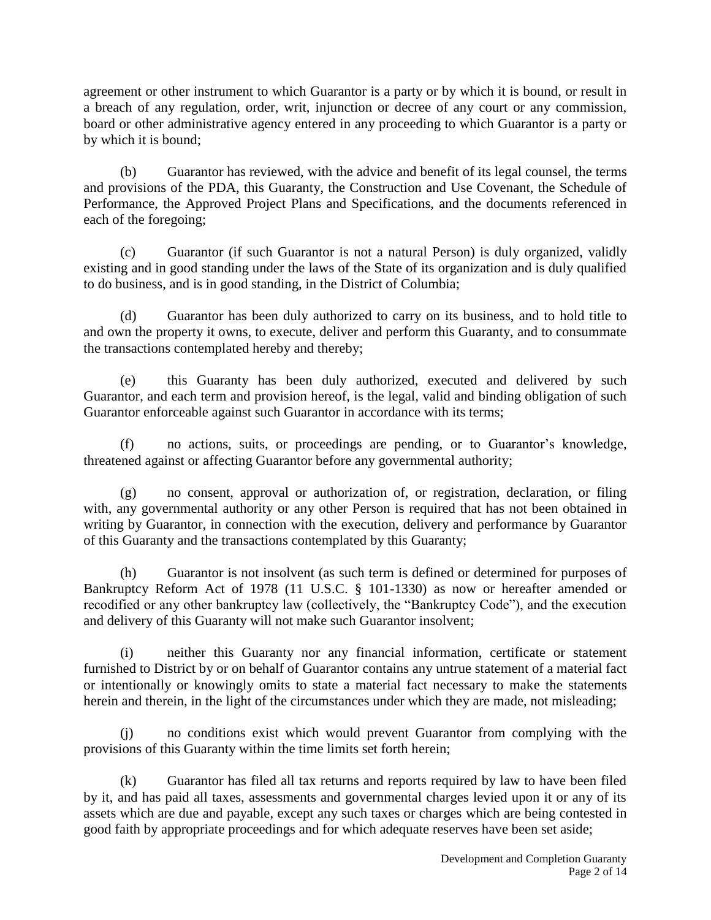agreement or other instrument to which Guarantor is a party or by which it is bound, or result in a breach of any regulation, order, writ, injunction or decree of any court or any commission, board or other administrative agency entered in any proceeding to which Guarantor is a party or by which it is bound;

(b) Guarantor has reviewed, with the advice and benefit of its legal counsel, the terms and provisions of the PDA, this Guaranty, the Construction and Use Covenant, the Schedule of Performance, the Approved Project Plans and Specifications, and the documents referenced in each of the foregoing;

(c) Guarantor (if such Guarantor is not a natural Person) is duly organized, validly existing and in good standing under the laws of the State of its organization and is duly qualified to do business, and is in good standing, in the District of Columbia;

(d) Guarantor has been duly authorized to carry on its business, and to hold title to and own the property it owns, to execute, deliver and perform this Guaranty, and to consummate the transactions contemplated hereby and thereby;

(e) this Guaranty has been duly authorized, executed and delivered by such Guarantor, and each term and provision hereof, is the legal, valid and binding obligation of such Guarantor enforceable against such Guarantor in accordance with its terms;

(f) no actions, suits, or proceedings are pending, or to Guarantor's knowledge, threatened against or affecting Guarantor before any governmental authority;

(g) no consent, approval or authorization of, or registration, declaration, or filing with, any governmental authority or any other Person is required that has not been obtained in writing by Guarantor, in connection with the execution, delivery and performance by Guarantor of this Guaranty and the transactions contemplated by this Guaranty;

(h) Guarantor is not insolvent (as such term is defined or determined for purposes of Bankruptcy Reform Act of 1978 (11 U.S.C. § 101-1330) as now or hereafter amended or recodified or any other bankruptcy law (collectively, the "Bankruptcy Code"), and the execution and delivery of this Guaranty will not make such Guarantor insolvent;

(i) neither this Guaranty nor any financial information, certificate or statement furnished to District by or on behalf of Guarantor contains any untrue statement of a material fact or intentionally or knowingly omits to state a material fact necessary to make the statements herein and therein, in the light of the circumstances under which they are made, not misleading;

(j) no conditions exist which would prevent Guarantor from complying with the provisions of this Guaranty within the time limits set forth herein;

(k) Guarantor has filed all tax returns and reports required by law to have been filed by it, and has paid all taxes, assessments and governmental charges levied upon it or any of its assets which are due and payable, except any such taxes or charges which are being contested in good faith by appropriate proceedings and for which adequate reserves have been set aside;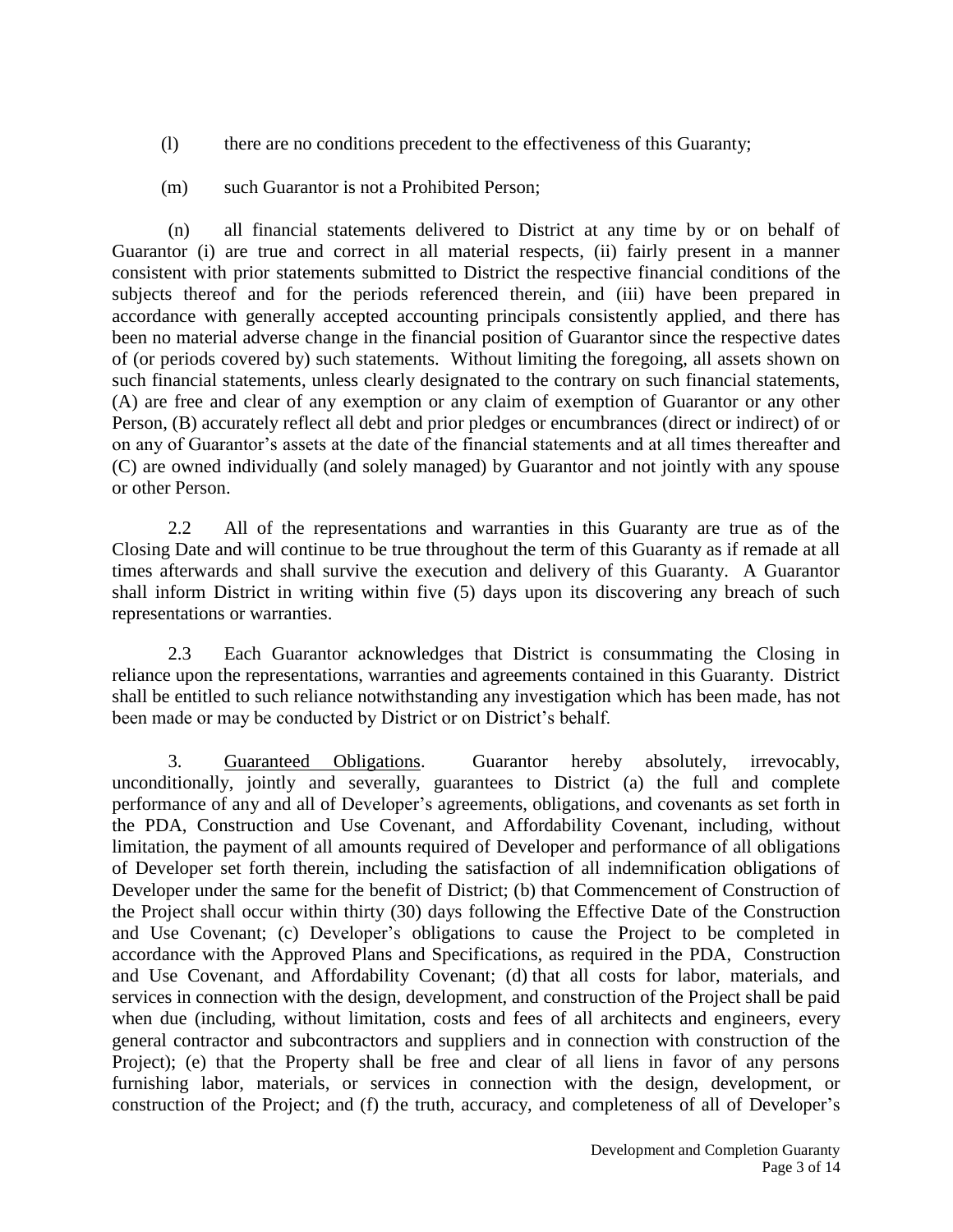(l) there are no conditions precedent to the effectiveness of this Guaranty;

(m) such Guarantor is not a Prohibited Person;

(n) all financial statements delivered to District at any time by or on behalf of Guarantor (i) are true and correct in all material respects, (ii) fairly present in a manner consistent with prior statements submitted to District the respective financial conditions of the subjects thereof and for the periods referenced therein, and (iii) have been prepared in accordance with generally accepted accounting principals consistently applied, and there has been no material adverse change in the financial position of Guarantor since the respective dates of (or periods covered by) such statements. Without limiting the foregoing, all assets shown on such financial statements, unless clearly designated to the contrary on such financial statements, (A) are free and clear of any exemption or any claim of exemption of Guarantor or any other Person, (B) accurately reflect all debt and prior pledges or encumbrances (direct or indirect) of or on any of Guarantor's assets at the date of the financial statements and at all times thereafter and (C) are owned individually (and solely managed) by Guarantor and not jointly with any spouse or other Person.

2.2 All of the representations and warranties in this Guaranty are true as of the Closing Date and will continue to be true throughout the term of this Guaranty as if remade at all times afterwards and shall survive the execution and delivery of this Guaranty. A Guarantor shall inform District in writing within five (5) days upon its discovering any breach of such representations or warranties.

2.3 Each Guarantor acknowledges that District is consummating the Closing in reliance upon the representations, warranties and agreements contained in this Guaranty. District shall be entitled to such reliance notwithstanding any investigation which has been made, has not been made or may be conducted by District or on District's behalf.

3. Guaranteed Obligations. Guarantor hereby absolutely, irrevocably, unconditionally, jointly and severally, guarantees to District (a) the full and complete performance of any and all of Developer's agreements, obligations, and covenants as set forth in the PDA, Construction and Use Covenant, and Affordability Covenant, including, without limitation, the payment of all amounts required of Developer and performance of all obligations of Developer set forth therein, including the satisfaction of all indemnification obligations of Developer under the same for the benefit of District; (b) that Commencement of Construction of the Project shall occur within thirty (30) days following the Effective Date of the Construction and Use Covenant; (c) Developer's obligations to cause the Project to be completed in accordance with the Approved Plans and Specifications, as required in the PDA, Construction and Use Covenant, and Affordability Covenant; (d) that all costs for labor, materials, and services in connection with the design, development, and construction of the Project shall be paid when due (including, without limitation, costs and fees of all architects and engineers, every general contractor and subcontractors and suppliers and in connection with construction of the Project); (e) that the Property shall be free and clear of all liens in favor of any persons furnishing labor, materials, or services in connection with the design, development, or construction of the Project; and (f) the truth, accuracy, and completeness of all of Developer's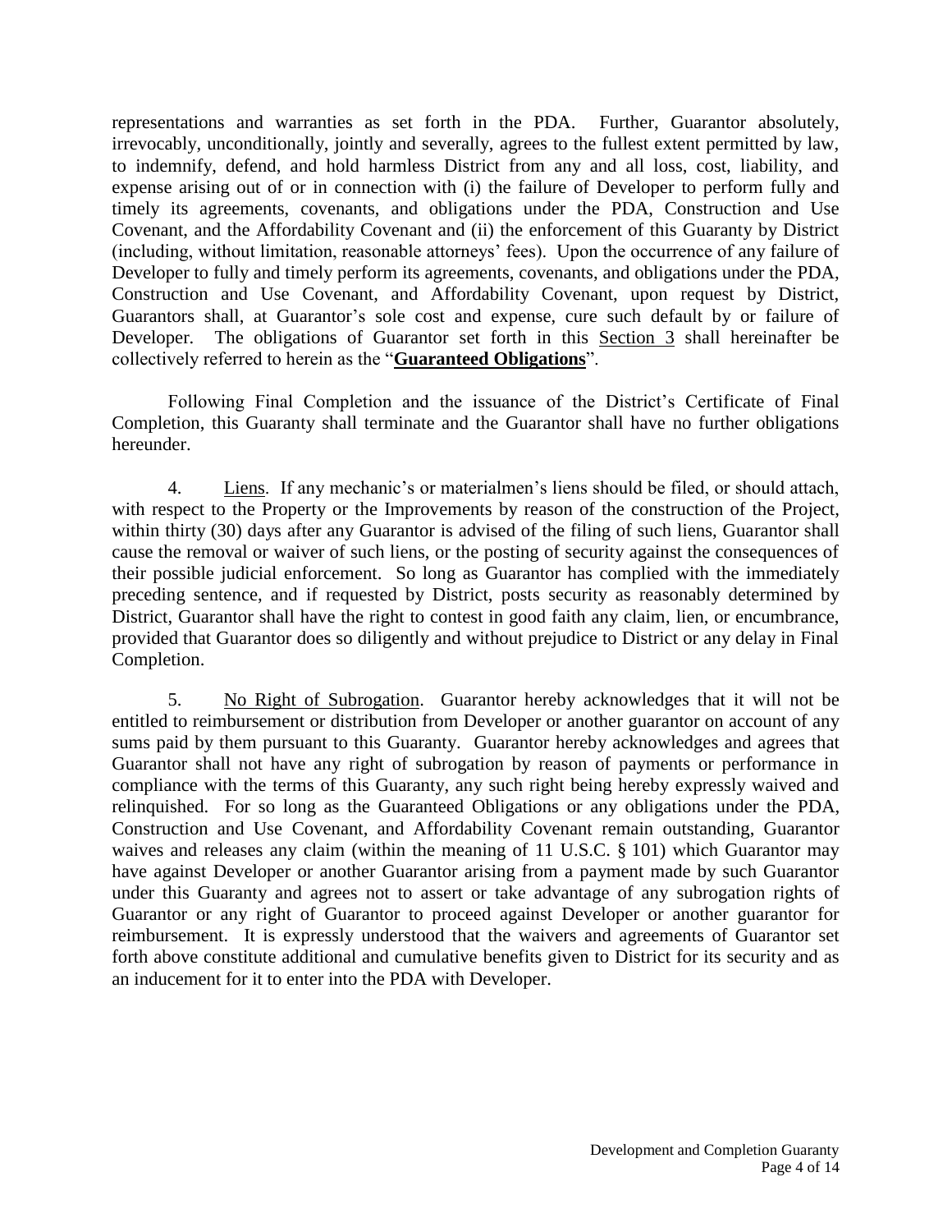representations and warranties as set forth in the PDA. Further, Guarantor absolutely, irrevocably, unconditionally, jointly and severally, agrees to the fullest extent permitted by law, to indemnify, defend, and hold harmless District from any and all loss, cost, liability, and expense arising out of or in connection with (i) the failure of Developer to perform fully and timely its agreements, covenants, and obligations under the PDA, Construction and Use Covenant, and the Affordability Covenant and (ii) the enforcement of this Guaranty by District (including, without limitation, reasonable attorneys' fees). Upon the occurrence of any failure of Developer to fully and timely perform its agreements, covenants, and obligations under the PDA, Construction and Use Covenant, and Affordability Covenant, upon request by District, Guarantors shall, at Guarantor's sole cost and expense, cure such default by or failure of Developer. The obligations of Guarantor set forth in this Section 3 shall hereinafter be collectively referred to herein as the "**Guaranteed Obligations**".

Following Final Completion and the issuance of the District's Certificate of Final Completion, this Guaranty shall terminate and the Guarantor shall have no further obligations hereunder.

4. Liens. If any mechanic's or materialmen's liens should be filed, or should attach, with respect to the Property or the Improvements by reason of the construction of the Project, within thirty (30) days after any Guarantor is advised of the filing of such liens, Guarantor shall cause the removal or waiver of such liens, or the posting of security against the consequences of their possible judicial enforcement. So long as Guarantor has complied with the immediately preceding sentence, and if requested by District, posts security as reasonably determined by District, Guarantor shall have the right to contest in good faith any claim, lien, or encumbrance, provided that Guarantor does so diligently and without prejudice to District or any delay in Final Completion.

5. No Right of Subrogation. Guarantor hereby acknowledges that it will not be entitled to reimbursement or distribution from Developer or another guarantor on account of any sums paid by them pursuant to this Guaranty. Guarantor hereby acknowledges and agrees that Guarantor shall not have any right of subrogation by reason of payments or performance in compliance with the terms of this Guaranty, any such right being hereby expressly waived and relinquished. For so long as the Guaranteed Obligations or any obligations under the PDA, Construction and Use Covenant, and Affordability Covenant remain outstanding, Guarantor waives and releases any claim (within the meaning of 11 U.S.C. § 101) which Guarantor may have against Developer or another Guarantor arising from a payment made by such Guarantor under this Guaranty and agrees not to assert or take advantage of any subrogation rights of Guarantor or any right of Guarantor to proceed against Developer or another guarantor for reimbursement. It is expressly understood that the waivers and agreements of Guarantor set forth above constitute additional and cumulative benefits given to District for its security and as an inducement for it to enter into the PDA with Developer.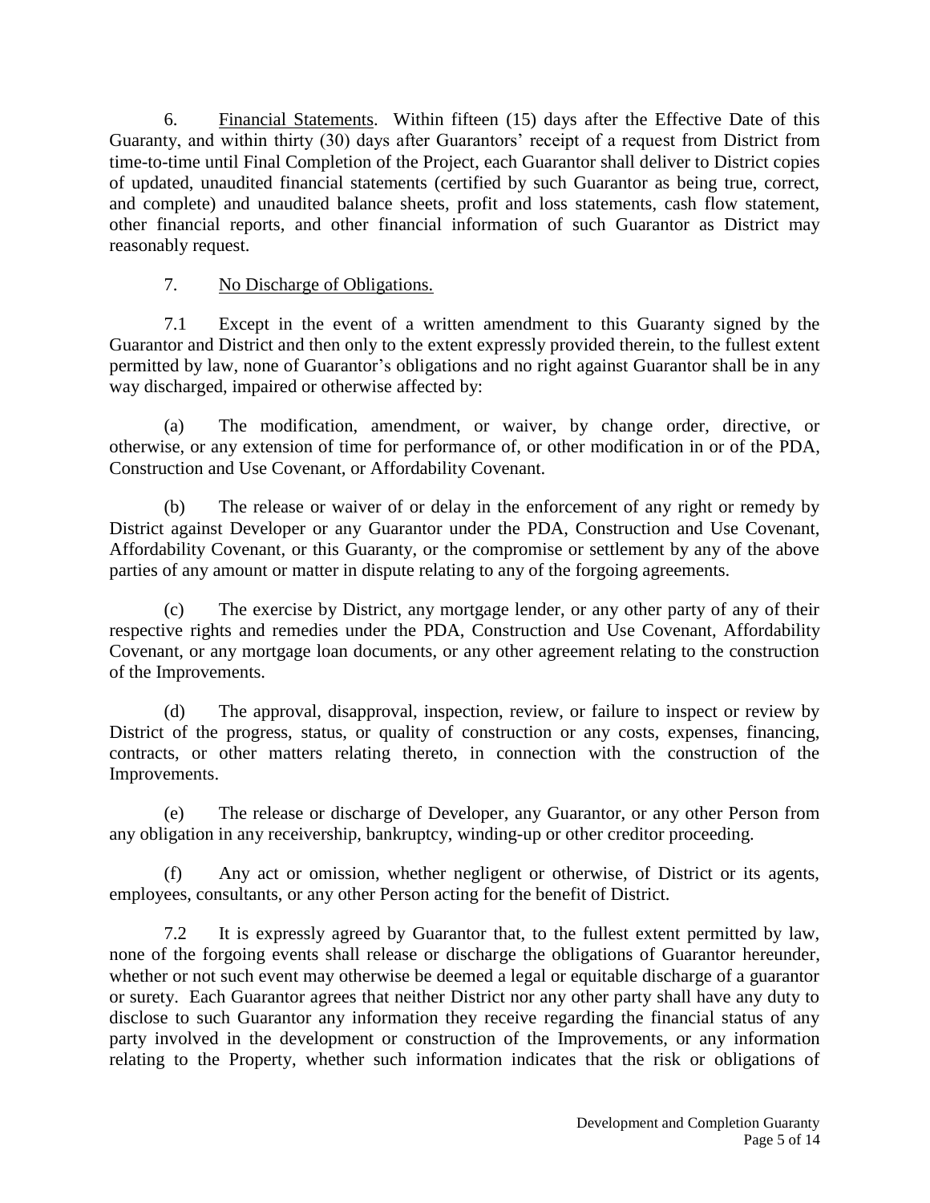6. Financial Statements. Within fifteen (15) days after the Effective Date of this Guaranty, and within thirty (30) days after Guarantors' receipt of a request from District from time-to-time until Final Completion of the Project, each Guarantor shall deliver to District copies of updated, unaudited financial statements (certified by such Guarantor as being true, correct, and complete) and unaudited balance sheets, profit and loss statements, cash flow statement, other financial reports, and other financial information of such Guarantor as District may reasonably request.

7. No Discharge of Obligations.

7.1 Except in the event of a written amendment to this Guaranty signed by the Guarantor and District and then only to the extent expressly provided therein, to the fullest extent permitted by law, none of Guarantor's obligations and no right against Guarantor shall be in any way discharged, impaired or otherwise affected by:

(a) The modification, amendment, or waiver, by change order, directive, or otherwise, or any extension of time for performance of, or other modification in or of the PDA, Construction and Use Covenant, or Affordability Covenant.

(b) The release or waiver of or delay in the enforcement of any right or remedy by District against Developer or any Guarantor under the PDA, Construction and Use Covenant, Affordability Covenant, or this Guaranty, or the compromise or settlement by any of the above parties of any amount or matter in dispute relating to any of the forgoing agreements.

(c) The exercise by District, any mortgage lender, or any other party of any of their respective rights and remedies under the PDA, Construction and Use Covenant, Affordability Covenant, or any mortgage loan documents, or any other agreement relating to the construction of the Improvements.

(d) The approval, disapproval, inspection, review, or failure to inspect or review by District of the progress, status, or quality of construction or any costs, expenses, financing, contracts, or other matters relating thereto, in connection with the construction of the Improvements.

(e) The release or discharge of Developer, any Guarantor, or any other Person from any obligation in any receivership, bankruptcy, winding-up or other creditor proceeding.

(f) Any act or omission, whether negligent or otherwise, of District or its agents, employees, consultants, or any other Person acting for the benefit of District.

7.2 It is expressly agreed by Guarantor that, to the fullest extent permitted by law, none of the forgoing events shall release or discharge the obligations of Guarantor hereunder, whether or not such event may otherwise be deemed a legal or equitable discharge of a guarantor or surety. Each Guarantor agrees that neither District nor any other party shall have any duty to disclose to such Guarantor any information they receive regarding the financial status of any party involved in the development or construction of the Improvements, or any information relating to the Property, whether such information indicates that the risk or obligations of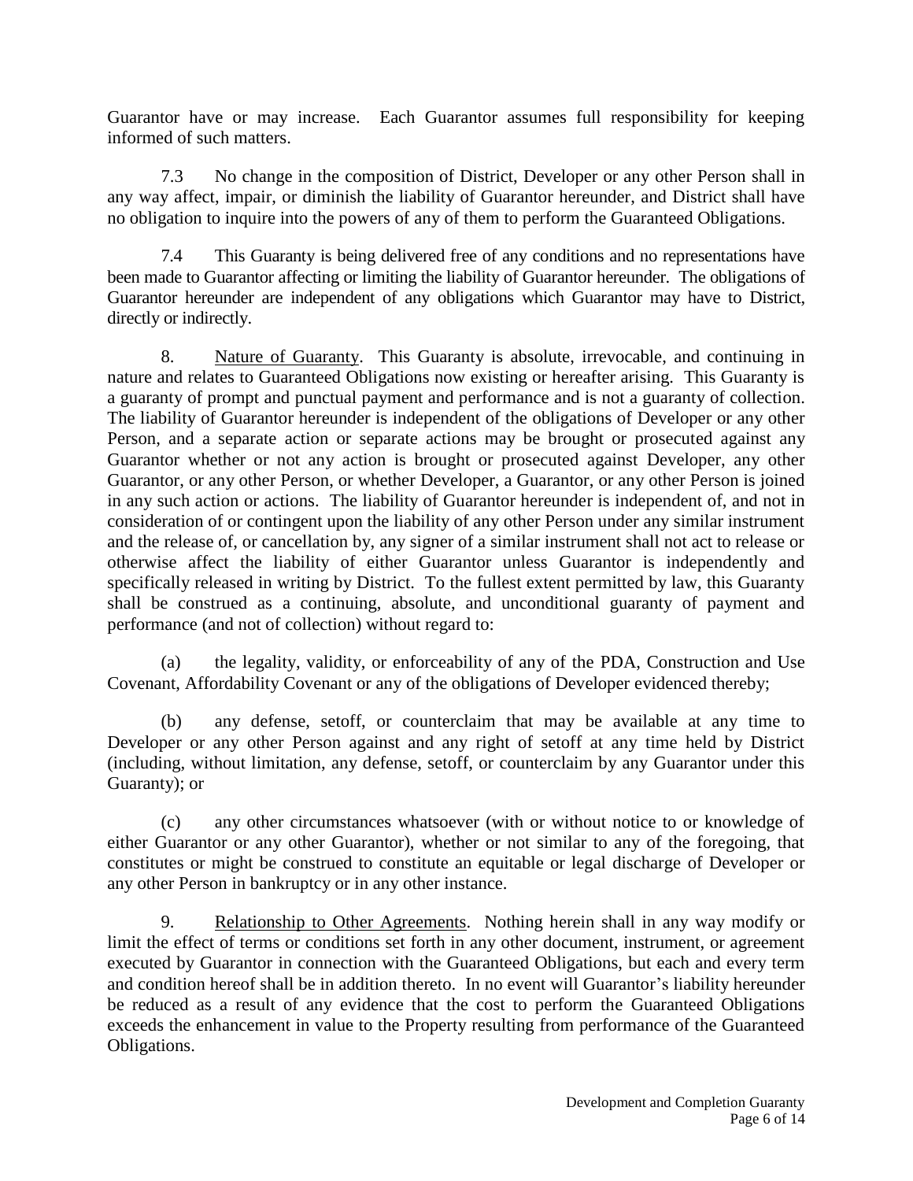Guarantor have or may increase. Each Guarantor assumes full responsibility for keeping informed of such matters.

7.3 No change in the composition of District, Developer or any other Person shall in any way affect, impair, or diminish the liability of Guarantor hereunder, and District shall have no obligation to inquire into the powers of any of them to perform the Guaranteed Obligations.

7.4 This Guaranty is being delivered free of any conditions and no representations have been made to Guarantor affecting or limiting the liability of Guarantor hereunder. The obligations of Guarantor hereunder are independent of any obligations which Guarantor may have to District, directly or indirectly.

8. Nature of Guaranty. This Guaranty is absolute, irrevocable, and continuing in nature and relates to Guaranteed Obligations now existing or hereafter arising. This Guaranty is a guaranty of prompt and punctual payment and performance and is not a guaranty of collection. The liability of Guarantor hereunder is independent of the obligations of Developer or any other Person, and a separate action or separate actions may be brought or prosecuted against any Guarantor whether or not any action is brought or prosecuted against Developer, any other Guarantor, or any other Person, or whether Developer, a Guarantor, or any other Person is joined in any such action or actions. The liability of Guarantor hereunder is independent of, and not in consideration of or contingent upon the liability of any other Person under any similar instrument and the release of, or cancellation by, any signer of a similar instrument shall not act to release or otherwise affect the liability of either Guarantor unless Guarantor is independently and specifically released in writing by District. To the fullest extent permitted by law, this Guaranty shall be construed as a continuing, absolute, and unconditional guaranty of payment and performance (and not of collection) without regard to:

(a) the legality, validity, or enforceability of any of the PDA, Construction and Use Covenant, Affordability Covenant or any of the obligations of Developer evidenced thereby;

(b) any defense, setoff, or counterclaim that may be available at any time to Developer or any other Person against and any right of setoff at any time held by District (including, without limitation, any defense, setoff, or counterclaim by any Guarantor under this Guaranty); or

(c) any other circumstances whatsoever (with or without notice to or knowledge of either Guarantor or any other Guarantor), whether or not similar to any of the foregoing, that constitutes or might be construed to constitute an equitable or legal discharge of Developer or any other Person in bankruptcy or in any other instance.

9. Relationship to Other Agreements. Nothing herein shall in any way modify or limit the effect of terms or conditions set forth in any other document, instrument, or agreement executed by Guarantor in connection with the Guaranteed Obligations, but each and every term and condition hereof shall be in addition thereto. In no event will Guarantor's liability hereunder be reduced as a result of any evidence that the cost to perform the Guaranteed Obligations exceeds the enhancement in value to the Property resulting from performance of the Guaranteed Obligations.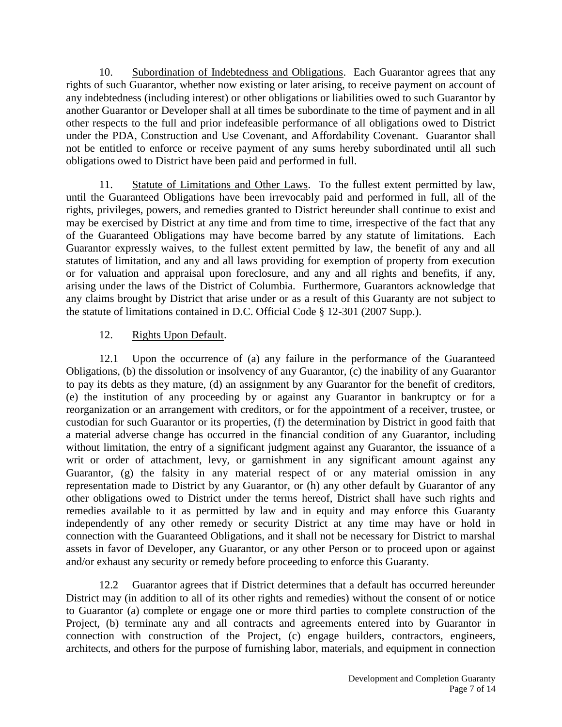10. Subordination of Indebtedness and Obligations. Each Guarantor agrees that any rights of such Guarantor, whether now existing or later arising, to receive payment on account of any indebtedness (including interest) or other obligations or liabilities owed to such Guarantor by another Guarantor or Developer shall at all times be subordinate to the time of payment and in all other respects to the full and prior indefeasible performance of all obligations owed to District under the PDA, Construction and Use Covenant, and Affordability Covenant. Guarantor shall not be entitled to enforce or receive payment of any sums hereby subordinated until all such obligations owed to District have been paid and performed in full.

11. Statute of Limitations and Other Laws. To the fullest extent permitted by law, until the Guaranteed Obligations have been irrevocably paid and performed in full, all of the rights, privileges, powers, and remedies granted to District hereunder shall continue to exist and may be exercised by District at any time and from time to time, irrespective of the fact that any of the Guaranteed Obligations may have become barred by any statute of limitations. Each Guarantor expressly waives, to the fullest extent permitted by law, the benefit of any and all statutes of limitation, and any and all laws providing for exemption of property from execution or for valuation and appraisal upon foreclosure, and any and all rights and benefits, if any, arising under the laws of the District of Columbia. Furthermore, Guarantors acknowledge that any claims brought by District that arise under or as a result of this Guaranty are not subject to the statute of limitations contained in D.C. Official Code § 12-301 (2007 Supp.).

12. Rights Upon Default.

12.1 Upon the occurrence of (a) any failure in the performance of the Guaranteed Obligations, (b) the dissolution or insolvency of any Guarantor, (c) the inability of any Guarantor to pay its debts as they mature, (d) an assignment by any Guarantor for the benefit of creditors, (e) the institution of any proceeding by or against any Guarantor in bankruptcy or for a reorganization or an arrangement with creditors, or for the appointment of a receiver, trustee, or custodian for such Guarantor or its properties, (f) the determination by District in good faith that a material adverse change has occurred in the financial condition of any Guarantor, including without limitation, the entry of a significant judgment against any Guarantor, the issuance of a writ or order of attachment, levy, or garnishment in any significant amount against any Guarantor, (g) the falsity in any material respect of or any material omission in any representation made to District by any Guarantor, or (h) any other default by Guarantor of any other obligations owed to District under the terms hereof, District shall have such rights and remedies available to it as permitted by law and in equity and may enforce this Guaranty independently of any other remedy or security District at any time may have or hold in connection with the Guaranteed Obligations, and it shall not be necessary for District to marshal assets in favor of Developer, any Guarantor, or any other Person or to proceed upon or against and/or exhaust any security or remedy before proceeding to enforce this Guaranty.

12.2 Guarantor agrees that if District determines that a default has occurred hereunder District may (in addition to all of its other rights and remedies) without the consent of or notice to Guarantor (a) complete or engage one or more third parties to complete construction of the Project, (b) terminate any and all contracts and agreements entered into by Guarantor in connection with construction of the Project, (c) engage builders, contractors, engineers, architects, and others for the purpose of furnishing labor, materials, and equipment in connection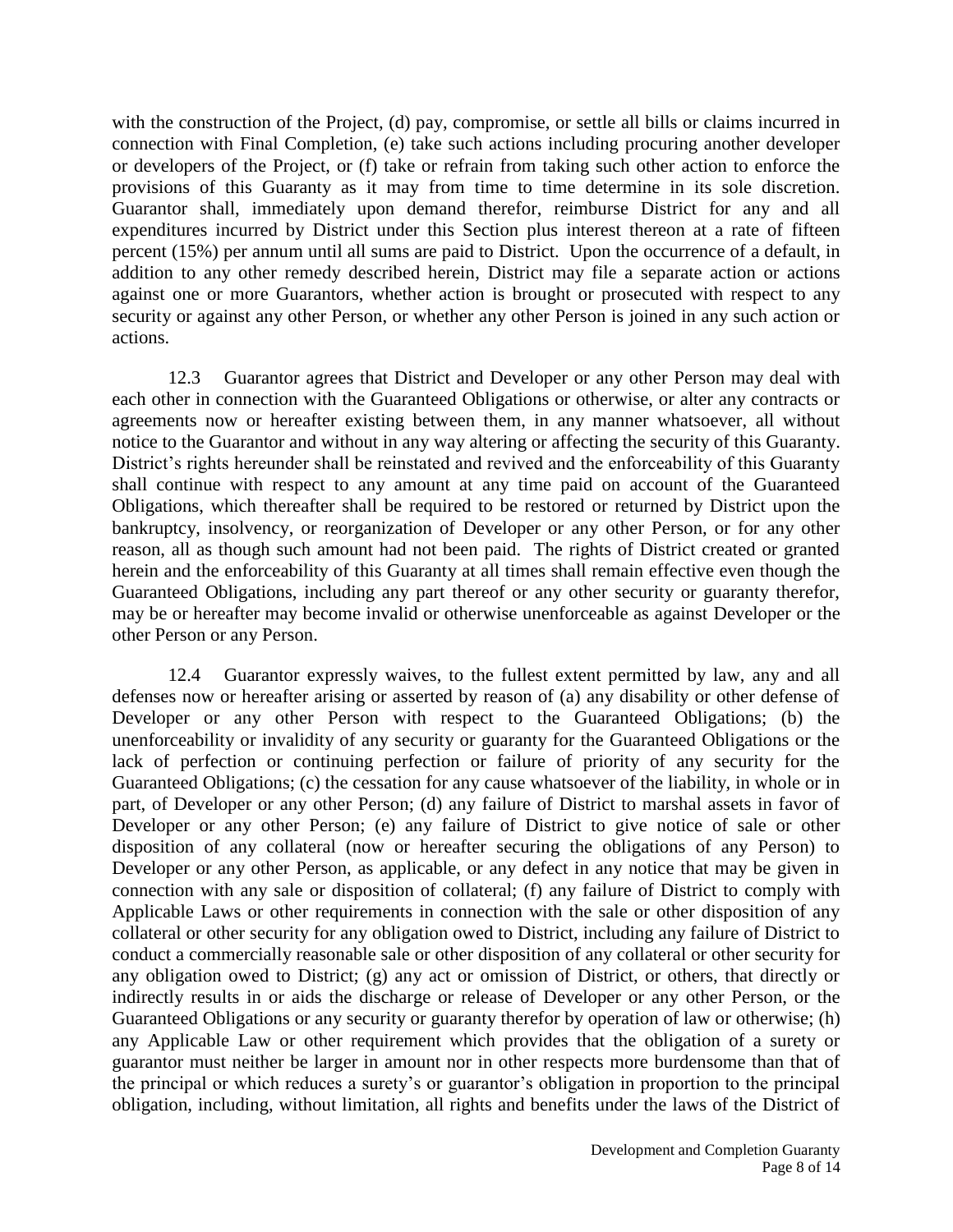with the construction of the Project, (d) pay, compromise, or settle all bills or claims incurred in connection with Final Completion, (e) take such actions including procuring another developer or developers of the Project, or (f) take or refrain from taking such other action to enforce the provisions of this Guaranty as it may from time to time determine in its sole discretion. Guarantor shall, immediately upon demand therefor, reimburse District for any and all expenditures incurred by District under this Section plus interest thereon at a rate of fifteen percent (15%) per annum until all sums are paid to District. Upon the occurrence of a default, in addition to any other remedy described herein, District may file a separate action or actions against one or more Guarantors, whether action is brought or prosecuted with respect to any security or against any other Person, or whether any other Person is joined in any such action or actions.

12.3 Guarantor agrees that District and Developer or any other Person may deal with each other in connection with the Guaranteed Obligations or otherwise, or alter any contracts or agreements now or hereafter existing between them, in any manner whatsoever, all without notice to the Guarantor and without in any way altering or affecting the security of this Guaranty. District's rights hereunder shall be reinstated and revived and the enforceability of this Guaranty shall continue with respect to any amount at any time paid on account of the Guaranteed Obligations, which thereafter shall be required to be restored or returned by District upon the bankruptcy, insolvency, or reorganization of Developer or any other Person, or for any other reason, all as though such amount had not been paid. The rights of District created or granted herein and the enforceability of this Guaranty at all times shall remain effective even though the Guaranteed Obligations, including any part thereof or any other security or guaranty therefor, may be or hereafter may become invalid or otherwise unenforceable as against Developer or the other Person or any Person.

12.4 Guarantor expressly waives, to the fullest extent permitted by law, any and all defenses now or hereafter arising or asserted by reason of (a) any disability or other defense of Developer or any other Person with respect to the Guaranteed Obligations; (b) the unenforceability or invalidity of any security or guaranty for the Guaranteed Obligations or the lack of perfection or continuing perfection or failure of priority of any security for the Guaranteed Obligations; (c) the cessation for any cause whatsoever of the liability, in whole or in part, of Developer or any other Person; (d) any failure of District to marshal assets in favor of Developer or any other Person; (e) any failure of District to give notice of sale or other disposition of any collateral (now or hereafter securing the obligations of any Person) to Developer or any other Person, as applicable, or any defect in any notice that may be given in connection with any sale or disposition of collateral; (f) any failure of District to comply with Applicable Laws or other requirements in connection with the sale or other disposition of any collateral or other security for any obligation owed to District, including any failure of District to conduct a commercially reasonable sale or other disposition of any collateral or other security for any obligation owed to District; (g) any act or omission of District, or others, that directly or indirectly results in or aids the discharge or release of Developer or any other Person, or the Guaranteed Obligations or any security or guaranty therefor by operation of law or otherwise; (h) any Applicable Law or other requirement which provides that the obligation of a surety or guarantor must neither be larger in amount nor in other respects more burdensome than that of the principal or which reduces a surety's or guarantor's obligation in proportion to the principal obligation, including, without limitation, all rights and benefits under the laws of the District of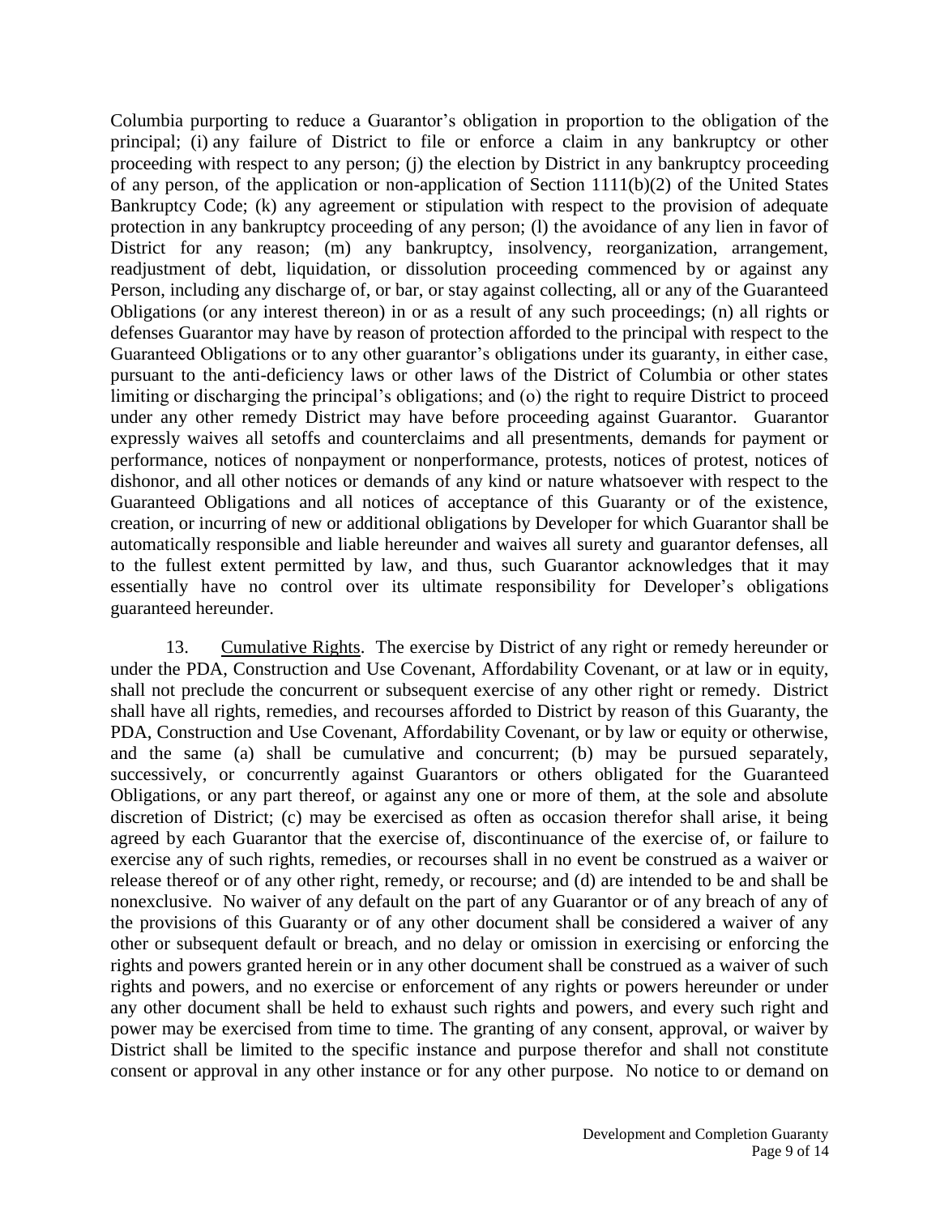Columbia purporting to reduce a Guarantor's obligation in proportion to the obligation of the principal; (i) any failure of District to file or enforce a claim in any bankruptcy or other proceeding with respect to any person; (j) the election by District in any bankruptcy proceeding of any person, of the application or non-application of Section 1111(b)(2) of the United States Bankruptcy Code; (k) any agreement or stipulation with respect to the provision of adequate protection in any bankruptcy proceeding of any person; (l) the avoidance of any lien in favor of District for any reason; (m) any bankruptcy, insolvency, reorganization, arrangement, readjustment of debt, liquidation, or dissolution proceeding commenced by or against any Person, including any discharge of, or bar, or stay against collecting, all or any of the Guaranteed Obligations (or any interest thereon) in or as a result of any such proceedings; (n) all rights or defenses Guarantor may have by reason of protection afforded to the principal with respect to the Guaranteed Obligations or to any other guarantor's obligations under its guaranty, in either case, pursuant to the anti-deficiency laws or other laws of the District of Columbia or other states limiting or discharging the principal's obligations; and (o) the right to require District to proceed under any other remedy District may have before proceeding against Guarantor. Guarantor expressly waives all setoffs and counterclaims and all presentments, demands for payment or performance, notices of nonpayment or nonperformance, protests, notices of protest, notices of dishonor, and all other notices or demands of any kind or nature whatsoever with respect to the Guaranteed Obligations and all notices of acceptance of this Guaranty or of the existence, creation, or incurring of new or additional obligations by Developer for which Guarantor shall be automatically responsible and liable hereunder and waives all surety and guarantor defenses, all to the fullest extent permitted by law, and thus, such Guarantor acknowledges that it may essentially have no control over its ultimate responsibility for Developer's obligations guaranteed hereunder.

13. Cumulative Rights. The exercise by District of any right or remedy hereunder or under the PDA, Construction and Use Covenant, Affordability Covenant, or at law or in equity, shall not preclude the concurrent or subsequent exercise of any other right or remedy. District shall have all rights, remedies, and recourses afforded to District by reason of this Guaranty, the PDA, Construction and Use Covenant, Affordability Covenant, or by law or equity or otherwise, and the same (a) shall be cumulative and concurrent; (b) may be pursued separately, successively, or concurrently against Guarantors or others obligated for the Guaranteed Obligations, or any part thereof, or against any one or more of them, at the sole and absolute discretion of District; (c) may be exercised as often as occasion therefor shall arise, it being agreed by each Guarantor that the exercise of, discontinuance of the exercise of, or failure to exercise any of such rights, remedies, or recourses shall in no event be construed as a waiver or release thereof or of any other right, remedy, or recourse; and (d) are intended to be and shall be nonexclusive. No waiver of any default on the part of any Guarantor or of any breach of any of the provisions of this Guaranty or of any other document shall be considered a waiver of any other or subsequent default or breach, and no delay or omission in exercising or enforcing the rights and powers granted herein or in any other document shall be construed as a waiver of such rights and powers, and no exercise or enforcement of any rights or powers hereunder or under any other document shall be held to exhaust such rights and powers, and every such right and power may be exercised from time to time. The granting of any consent, approval, or waiver by District shall be limited to the specific instance and purpose therefor and shall not constitute consent or approval in any other instance or for any other purpose. No notice to or demand on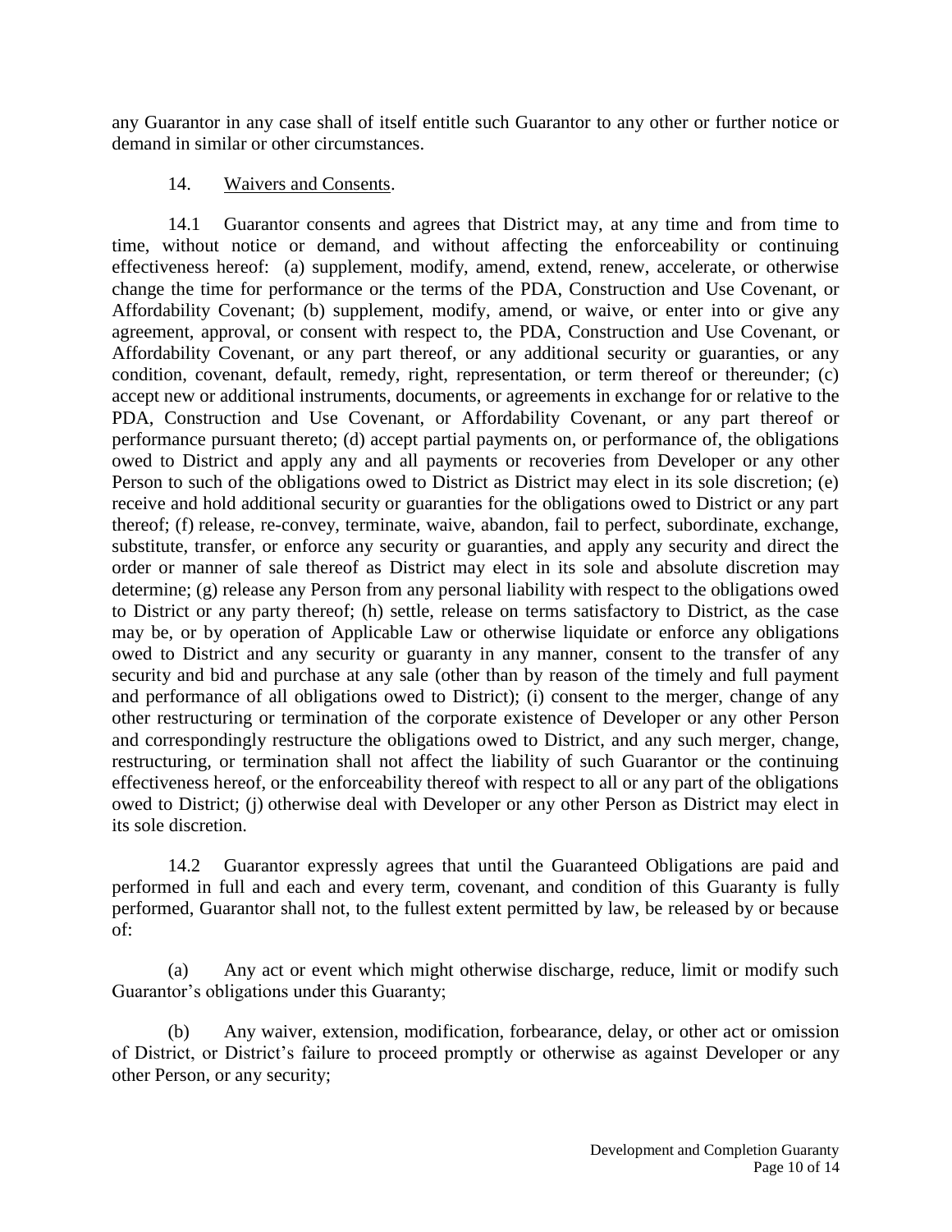any Guarantor in any case shall of itself entitle such Guarantor to any other or further notice or demand in similar or other circumstances.

14. Waivers and Consents.

14.1 Guarantor consents and agrees that District may, at any time and from time to time, without notice or demand, and without affecting the enforceability or continuing effectiveness hereof: (a) supplement, modify, amend, extend, renew, accelerate, or otherwise change the time for performance or the terms of the PDA, Construction and Use Covenant, or Affordability Covenant; (b) supplement, modify, amend, or waive, or enter into or give any agreement, approval, or consent with respect to, the PDA, Construction and Use Covenant, or Affordability Covenant, or any part thereof, or any additional security or guaranties, or any condition, covenant, default, remedy, right, representation, or term thereof or thereunder; (c) accept new or additional instruments, documents, or agreements in exchange for or relative to the PDA, Construction and Use Covenant, or Affordability Covenant, or any part thereof or performance pursuant thereto; (d) accept partial payments on, or performance of, the obligations owed to District and apply any and all payments or recoveries from Developer or any other Person to such of the obligations owed to District as District may elect in its sole discretion; (e) receive and hold additional security or guaranties for the obligations owed to District or any part thereof; (f) release, re-convey, terminate, waive, abandon, fail to perfect, subordinate, exchange, substitute, transfer, or enforce any security or guaranties, and apply any security and direct the order or manner of sale thereof as District may elect in its sole and absolute discretion may determine; (g) release any Person from any personal liability with respect to the obligations owed to District or any party thereof; (h) settle, release on terms satisfactory to District, as the case may be, or by operation of Applicable Law or otherwise liquidate or enforce any obligations owed to District and any security or guaranty in any manner, consent to the transfer of any security and bid and purchase at any sale (other than by reason of the timely and full payment and performance of all obligations owed to District); (i) consent to the merger, change of any other restructuring or termination of the corporate existence of Developer or any other Person and correspondingly restructure the obligations owed to District, and any such merger, change, restructuring, or termination shall not affect the liability of such Guarantor or the continuing effectiveness hereof, or the enforceability thereof with respect to all or any part of the obligations owed to District; (j) otherwise deal with Developer or any other Person as District may elect in its sole discretion.

14.2 Guarantor expressly agrees that until the Guaranteed Obligations are paid and performed in full and each and every term, covenant, and condition of this Guaranty is fully performed, Guarantor shall not, to the fullest extent permitted by law, be released by or because of:

(a) Any act or event which might otherwise discharge, reduce, limit or modify such Guarantor's obligations under this Guaranty;

(b) Any waiver, extension, modification, forbearance, delay, or other act or omission of District, or District's failure to proceed promptly or otherwise as against Developer or any other Person, or any security;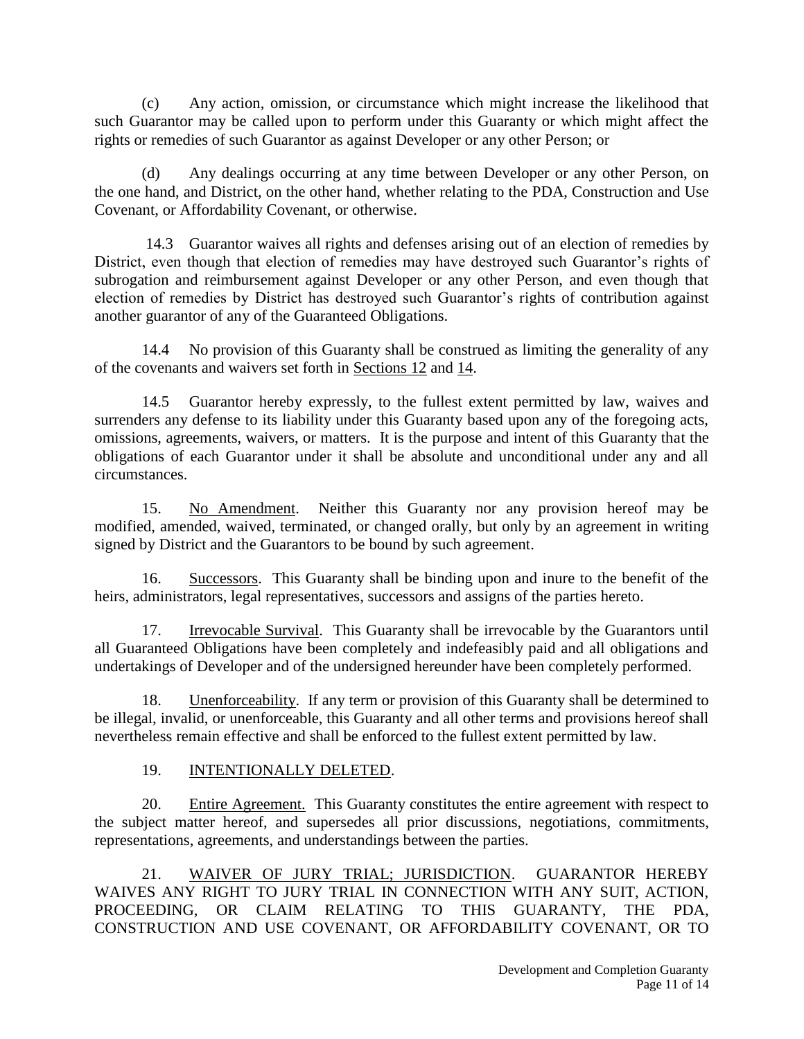(c) Any action, omission, or circumstance which might increase the likelihood that such Guarantor may be called upon to perform under this Guaranty or which might affect the rights or remedies of such Guarantor as against Developer or any other Person; or

(d) Any dealings occurring at any time between Developer or any other Person, on the one hand, and District, on the other hand, whether relating to the PDA, Construction and Use Covenant, or Affordability Covenant, or otherwise.

14.3 Guarantor waives all rights and defenses arising out of an election of remedies by District, even though that election of remedies may have destroyed such Guarantor's rights of subrogation and reimbursement against Developer or any other Person, and even though that election of remedies by District has destroyed such Guarantor's rights of contribution against another guarantor of any of the Guaranteed Obligations.

14.4 No provision of this Guaranty shall be construed as limiting the generality of any of the covenants and waivers set forth in Sections 12 and 14.

14.5 Guarantor hereby expressly, to the fullest extent permitted by law, waives and surrenders any defense to its liability under this Guaranty based upon any of the foregoing acts, omissions, agreements, waivers, or matters. It is the purpose and intent of this Guaranty that the obligations of each Guarantor under it shall be absolute and unconditional under any and all circumstances.

15. No Amendment. Neither this Guaranty nor any provision hereof may be modified, amended, waived, terminated, or changed orally, but only by an agreement in writing signed by District and the Guarantors to be bound by such agreement.

16. Successors. This Guaranty shall be binding upon and inure to the benefit of the heirs, administrators, legal representatives, successors and assigns of the parties hereto.

17. Irrevocable Survival. This Guaranty shall be irrevocable by the Guarantors until all Guaranteed Obligations have been completely and indefeasibly paid and all obligations and undertakings of Developer and of the undersigned hereunder have been completely performed.

18. Unenforceability. If any term or provision of this Guaranty shall be determined to be illegal, invalid, or unenforceable, this Guaranty and all other terms and provisions hereof shall nevertheless remain effective and shall be enforced to the fullest extent permitted by law.

19. INTENTIONALLY DELETED.

20. Entire Agreement. This Guaranty constitutes the entire agreement with respect to the subject matter hereof, and supersedes all prior discussions, negotiations, commitments, representations, agreements, and understandings between the parties.

21. WAIVER OF JURY TRIAL; JURISDICTION. GUARANTOR HEREBY WAIVES ANY RIGHT TO JURY TRIAL IN CONNECTION WITH ANY SUIT, ACTION, PROCEEDING, OR CLAIM RELATING TO THIS GUARANTY, THE PDA, CONSTRUCTION AND USE COVENANT, OR AFFORDABILITY COVENANT, OR TO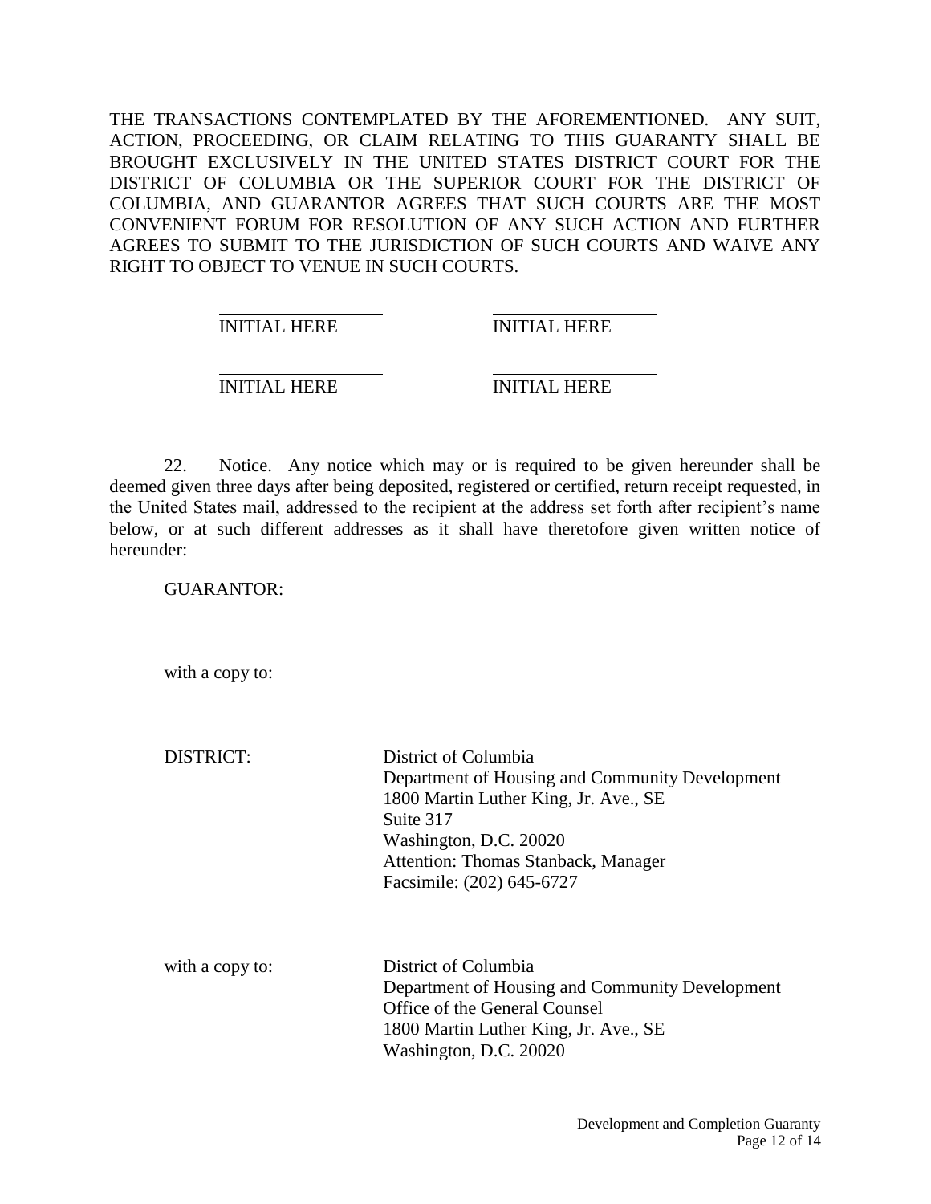THE TRANSACTIONS CONTEMPLATED BY THE AFOREMENTIONED. ANY SUIT, ACTION, PROCEEDING, OR CLAIM RELATING TO THIS GUARANTY SHALL BE BROUGHT EXCLUSIVELY IN THE UNITED STATES DISTRICT COURT FOR THE DISTRICT OF COLUMBIA OR THE SUPERIOR COURT FOR THE DISTRICT OF COLUMBIA, AND GUARANTOR AGREES THAT SUCH COURTS ARE THE MOST CONVENIENT FORUM FOR RESOLUTION OF ANY SUCH ACTION AND FURTHER AGREES TO SUBMIT TO THE JURISDICTION OF SUCH COURTS AND WAIVE ANY RIGHT TO OBJECT TO VENUE IN SUCH COURTS.

\_\_\_\_\_\_\_\_\_\_\_\_\_\_\_\_\_\_ INITIAL HERE &nbsp;&nbsp;&nbsp;&nbsp; \_\_\_\_\_\_\_\_\_\_\_\_\_\_\_\_\_\_ INITIAL HERE

\_\_\_\_\_\_\_\_\_\_\_\_\_\_\_\_\_\_ INITIAL HERE &nbsp;&nbsp;&nbsp;&nbsp; \_\_\_\_\_\_\_\_\_\_\_\_\_\_\_\_\_\_ INITIAL HERE

22. Notice. Any notice which may or is required to be given hereunder shall be deemed given three days after being deposited, registered or certified, return receipt requested, in the United States mail, addressed to the recipient at the address set forth after recipient's name below, or at such different addresses as it shall have theretofore given written notice of hereunder:

GUARANTOR:

with a copy to:

DISTRICT:

District of Columbia
Department of Housing and Community Development
1800 Martin Luther King, Jr. Ave., SE
Suite 317
Washington, D.C. 20020
Attention: Thomas Stanback, Manager
Facsimile: (202) 645-6727

with a copy to:

District of Columbia
Department of Housing and Community Development
Office of the General Counsel
1800 Martin Luther King, Jr. Ave., SE
Washington, D.C. 20020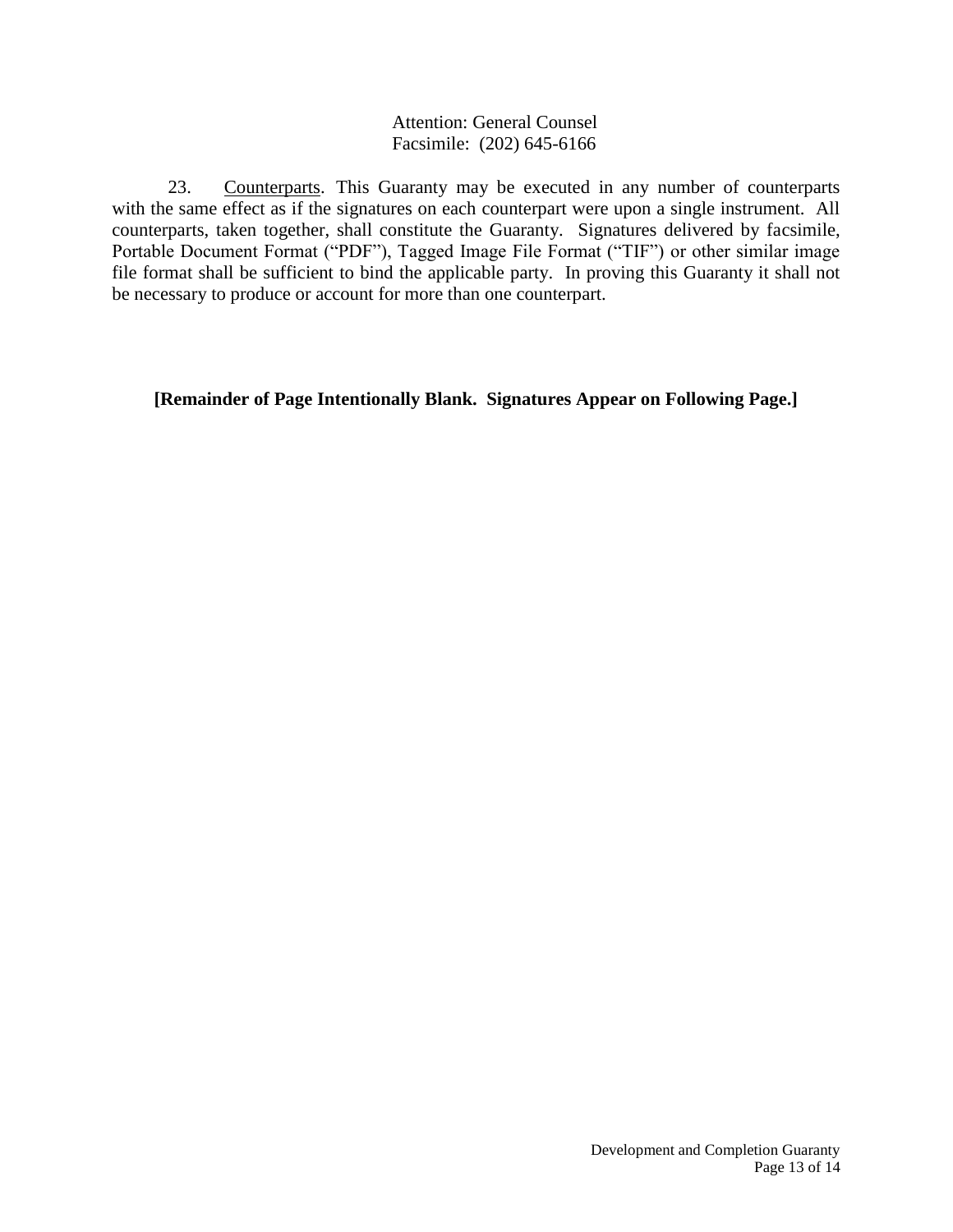Attention: General Counsel
Facsimile: (202) 645-6166

23. Counterparts. This Guaranty may be executed in any number of counterparts with the same effect as if the signatures on each counterpart were upon a single instrument. All counterparts, taken together, shall constitute the Guaranty. Signatures delivered by facsimile, Portable Document Format ("PDF"), Tagged Image File Format ("TIF") or other similar image file format shall be sufficient to bind the applicable party. In proving this Guaranty it shall not be necessary to produce or account for more than one counterpart.

**[Remainder of Page Intentionally Blank. Signatures Appear on Following Page.]**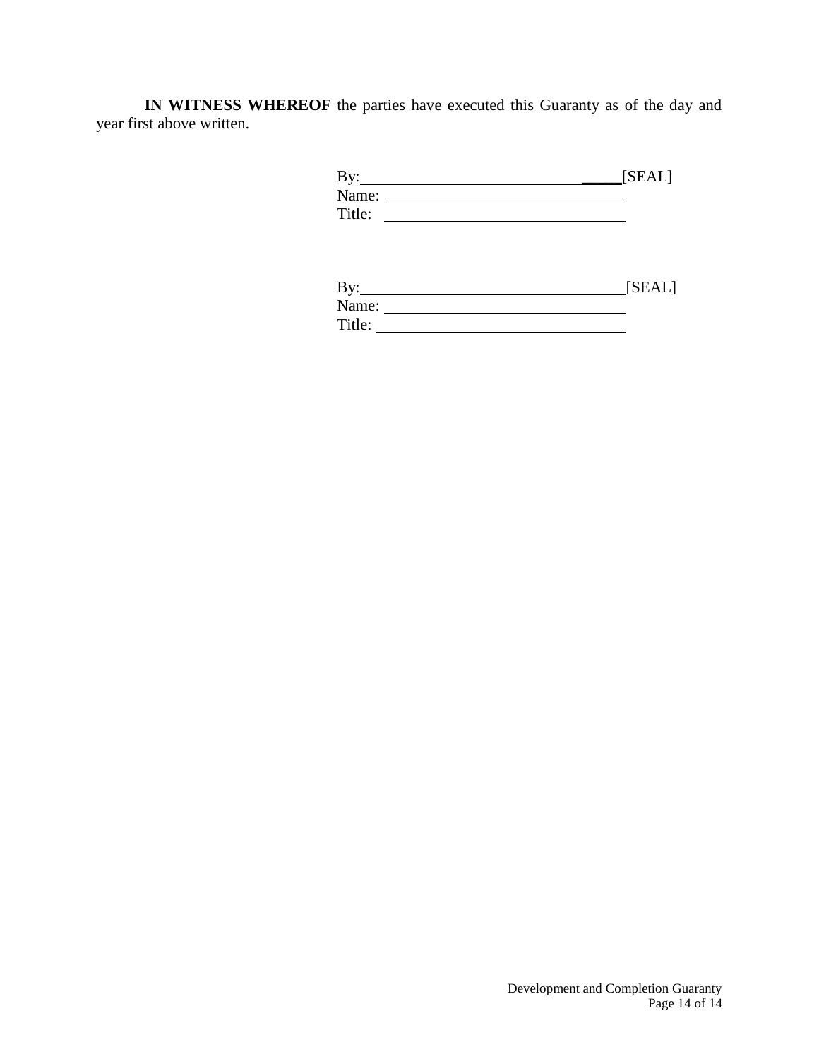**IN WITNESS WHEREOF** the parties have executed this Guaranty as of the day and year first above written.

By:_______________________________[SEAL]
Name: ____________________________
Title: ____________________________

By:_______________________________[SEAL]
Name: ____________________________
Title: ____________________________